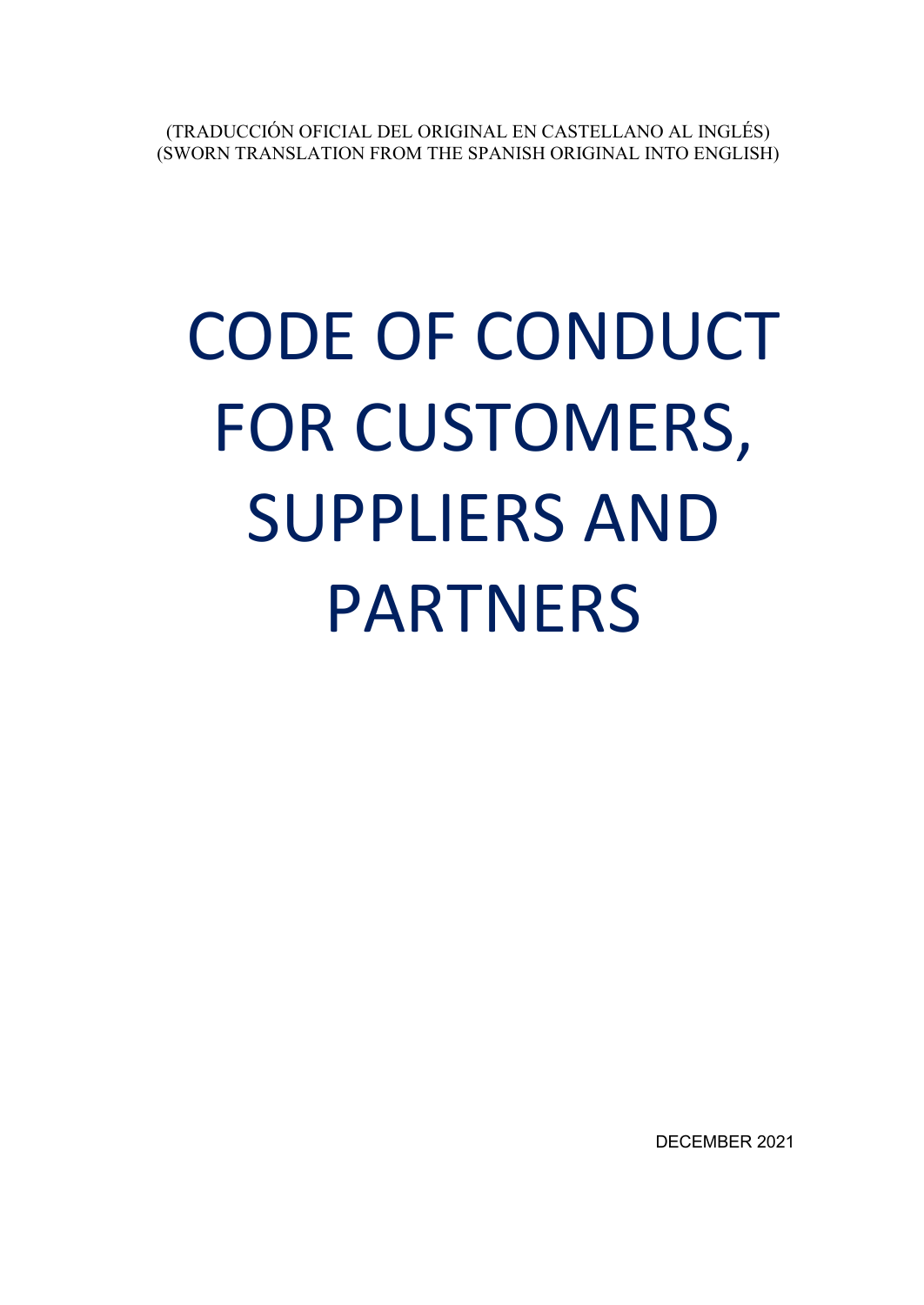(TRADUCCIÓN OFICIAL DEL ORIGINAL EN CASTELLANO AL INGLÉS)
(SWORN TRANSLATION FROM THE SPANISH ORIGINAL INTO ENGLISH)

# CODE OF CONDUCT FOR CUSTOMERS, SUPPLIERS AND PARTNERS

DECEMBER 2021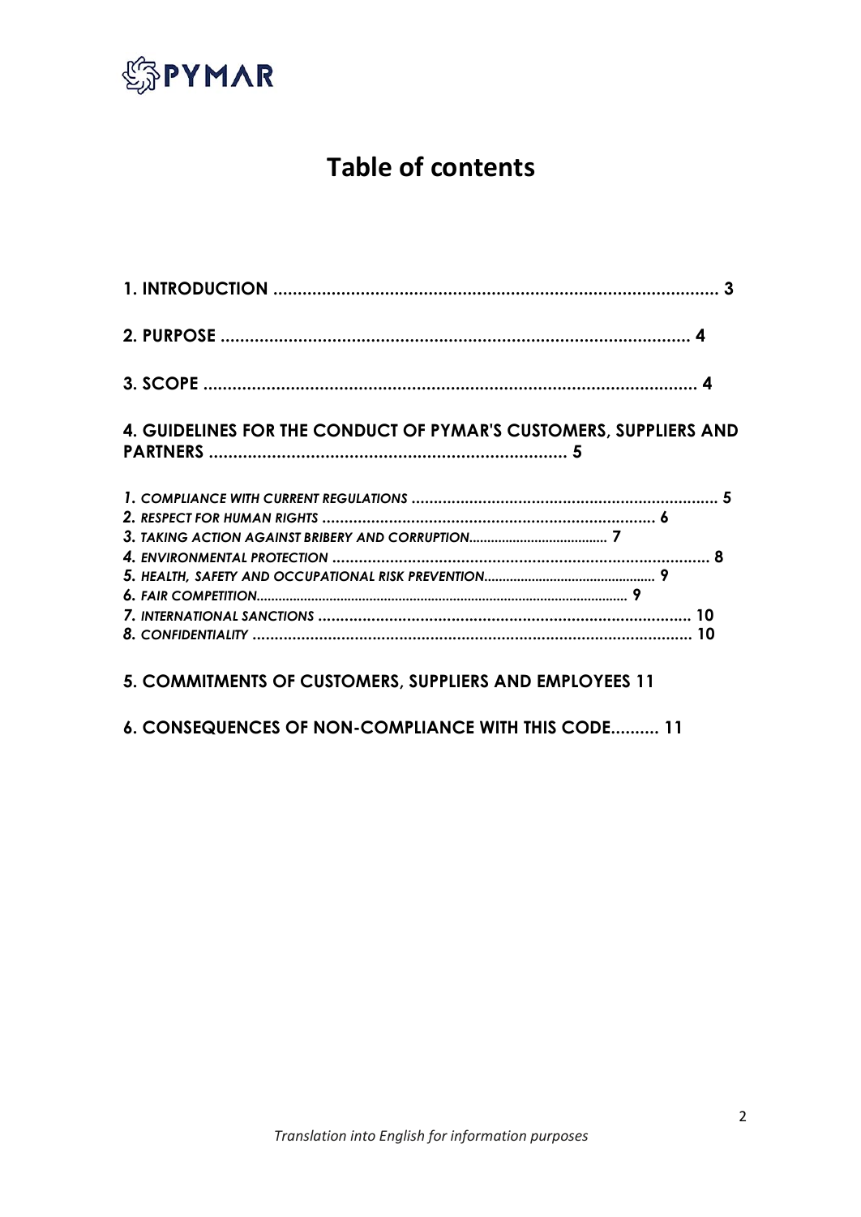# Table of contents

**1. INTRODUCTION ..................................................................................... 3**

**2. PURPOSE ......................................................................................... 4**

**3. SCOPE .............................................................................................. 4**

**4. GUIDELINES FOR THE CONDUCT OF PYMAR'S CUSTOMERS, SUPPLIERS AND PARTNERS ................................................................. 5**

***1. COMPLIANCE WITH CURRENT REGULATIONS ........................................................ 5***
***2. RESPECT FOR HUMAN RIGHTS ............................................................ 6***
***3. TAKING ACTION AGAINST BRIBERY AND CORRUPTION........................................ 7***
***4. ENVIRONMENTAL PROTECTION ............................................................................ 8***
***5. HEALTH, SAFETY AND OCCUPATIONAL RISK PREVENTION............................................... 9***
***6. FAIR COMPETITION.................................................................................................. 9***
***7. INTERNATIONAL SANCTIONS ...................................................................... 10***
***8. CONFIDENTIALITY ............................................................................................ 10***

**5. COMMITMENTS OF CUSTOMERS, SUPPLIERS AND EMPLOYEES 11**

**6. CONSEQUENCES OF NON-COMPLIANCE WITH THIS CODE.......... 11**

*Translation into English for information purposes*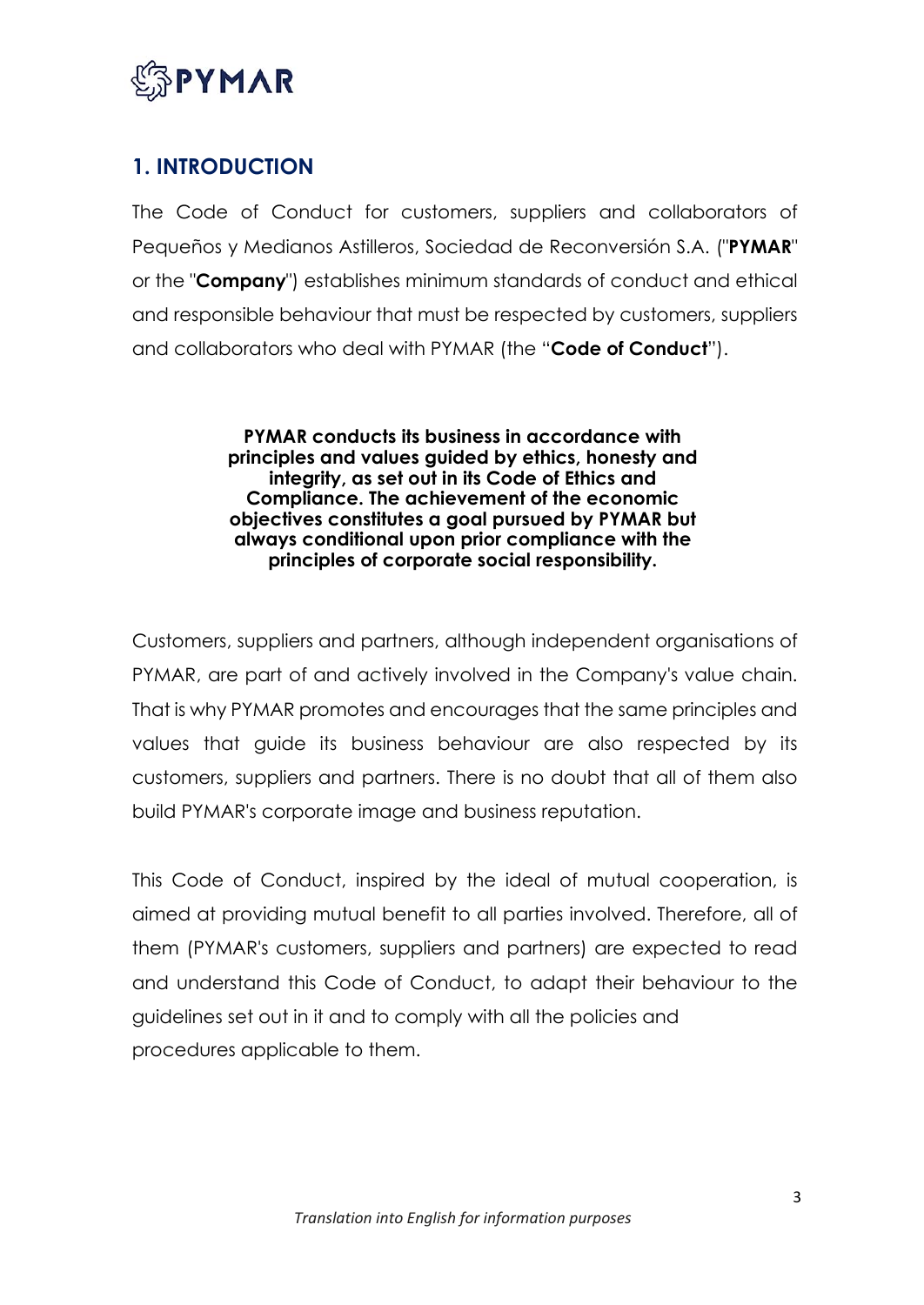## 1. INTRODUCTION

The Code of Conduct for customers, suppliers and collaborators of Pequeños y Medianos Astilleros, Sociedad de Reconversión S.A. ("**PYMAR**" or the "**Company**") establishes minimum standards of conduct and ethical and responsible behaviour that must be respected by customers, suppliers and collaborators who deal with PYMAR (the "**Code of Conduct**").

**PYMAR conducts its business in accordance with principles and values guided by ethics, honesty and integrity, as set out in its Code of Ethics and Compliance. The achievement of the economic objectives constitutes a goal pursued by PYMAR but always conditional upon prior compliance with the principles of corporate social responsibility.**

Customers, suppliers and partners, although independent organisations of PYMAR, are part of and actively involved in the Company's value chain. That is why PYMAR promotes and encourages that the same principles and values that guide its business behaviour are also respected by its customers, suppliers and partners. There is no doubt that all of them also build PYMAR's corporate image and business reputation.

This Code of Conduct, inspired by the ideal of mutual cooperation, is aimed at providing mutual benefit to all parties involved. Therefore, all of them (PYMAR's customers, suppliers and partners) are expected to read and understand this Code of Conduct, to adapt their behaviour to the guidelines set out in it and to comply with all the policies and procedures applicable to them.

*Translation into English for information purposes*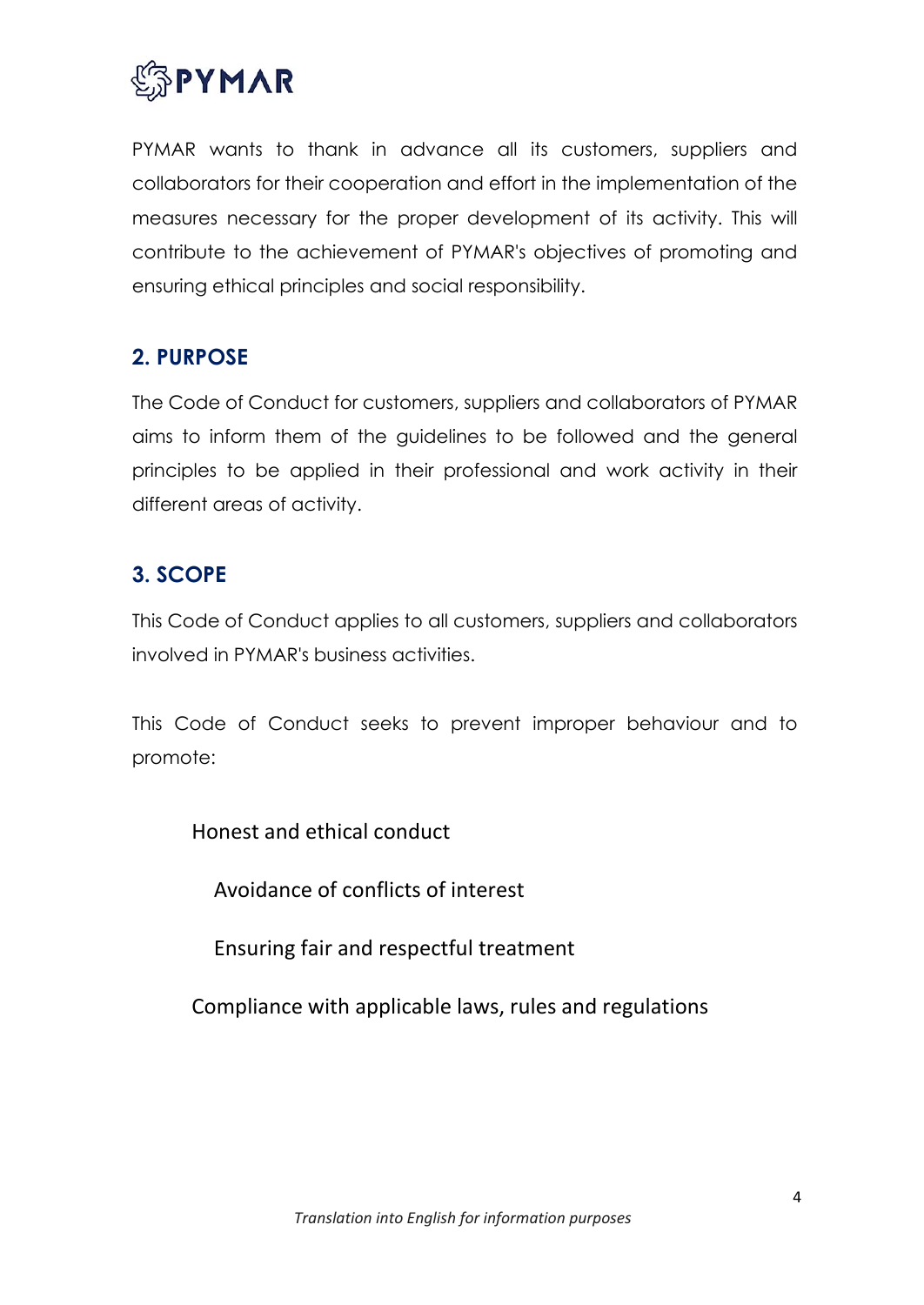PYMAR wants to thank in advance all its customers, suppliers and collaborators for their cooperation and effort in the implementation of the measures necessary for the proper development of its activity. This will contribute to the achievement of PYMAR's objectives of promoting and ensuring ethical principles and social responsibility.

## 2. PURPOSE

The Code of Conduct for customers, suppliers and collaborators of PYMAR aims to inform them of the guidelines to be followed and the general principles to be applied in their professional and work activity in their different areas of activity.

## 3. SCOPE

This Code of Conduct applies to all customers, suppliers and collaborators involved in PYMAR's business activities.

This Code of Conduct seeks to prevent improper behaviour and to promote:

- Honest and ethical conduct
- Avoidance of conflicts of interest
- Ensuring fair and respectful treatment
- Compliance with applicable laws, rules and regulations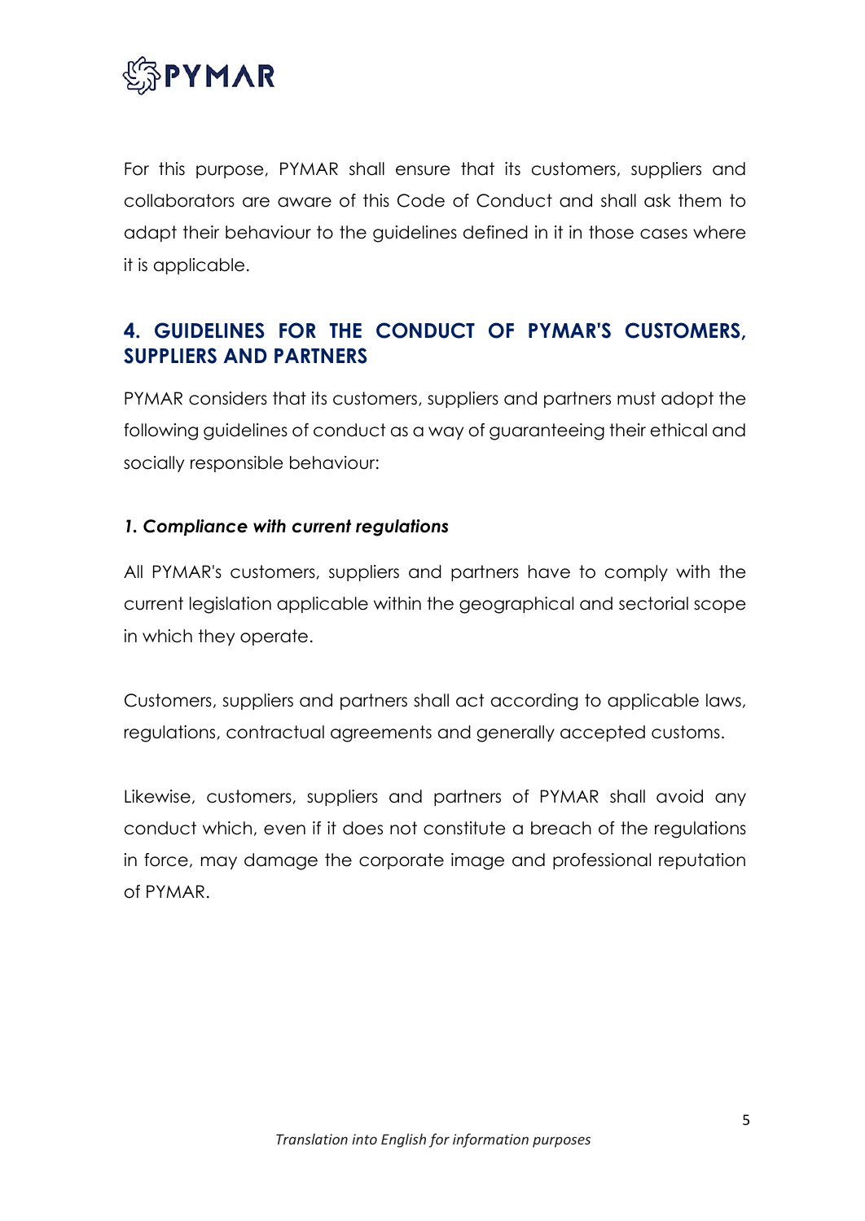For this purpose, PYMAR shall ensure that its customers, suppliers and collaborators are aware of this Code of Conduct and shall ask them to adapt their behaviour to the guidelines defined in it in those cases where it is applicable.

## 4. GUIDELINES FOR THE CONDUCT OF PYMAR'S CUSTOMERS, SUPPLIERS AND PARTNERS

PYMAR considers that its customers, suppliers and partners must adopt the following guidelines of conduct as a way of guaranteeing their ethical and socially responsible behaviour:

### *1. Compliance with current regulations*

All PYMAR's customers, suppliers and partners have to comply with the current legislation applicable within the geographical and sectorial scope in which they operate.

Customers, suppliers and partners shall act according to applicable laws, regulations, contractual agreements and generally accepted customs.

Likewise, customers, suppliers and partners of PYMAR shall avoid any conduct which, even if it does not constitute a breach of the regulations in force, may damage the corporate image and professional reputation of PYMAR.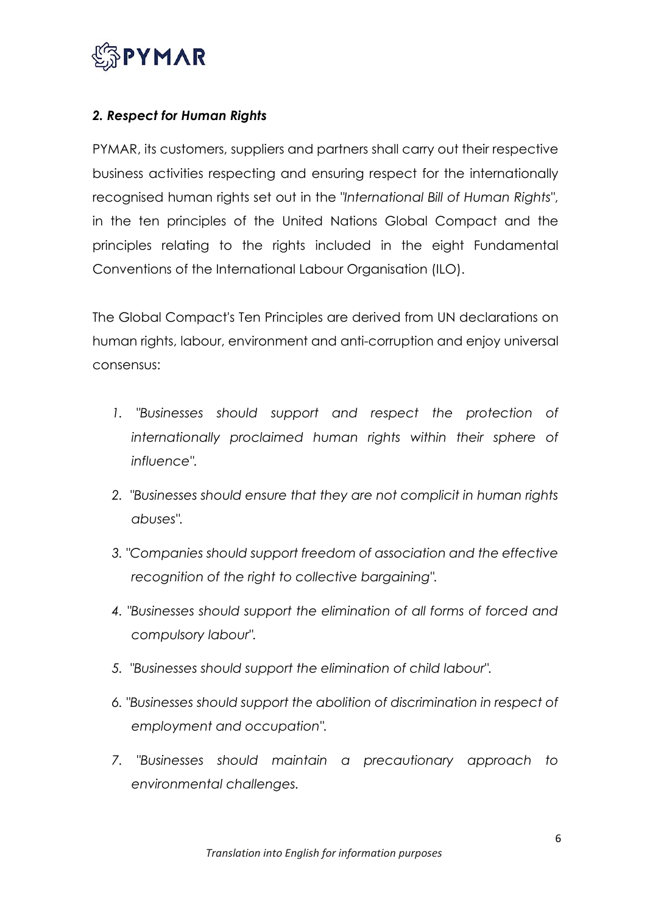## *2. Respect for Human Rights*

PYMAR, its customers, suppliers and partners shall carry out their respective business activities respecting and ensuring respect for the internationally recognised human rights set out in the *"International Bill of Human Rights"*, in the ten principles of the United Nations Global Compact and the principles relating to the rights included in the eight Fundamental Conventions of the International Labour Organisation (ILO).

The Global Compact's Ten Principles are derived from UN declarations on human rights, labour, environment and anti-corruption and enjoy universal consensus:

1. *"Businesses should support and respect the protection of internationally proclaimed human rights within their sphere of influence".*
2. *"Businesses should ensure that they are not complicit in human rights abuses".*
3. *"Companies should support freedom of association and the effective recognition of the right to collective bargaining".*
4. *"Businesses should support the elimination of all forms of forced and compulsory labour".*
5. *"Businesses should support the elimination of child labour".*
6. *"Businesses should support the abolition of discrimination in respect of employment and occupation".*
7. *"Businesses should maintain a precautionary approach to environmental challenges.*

*Translation into English for information purposes*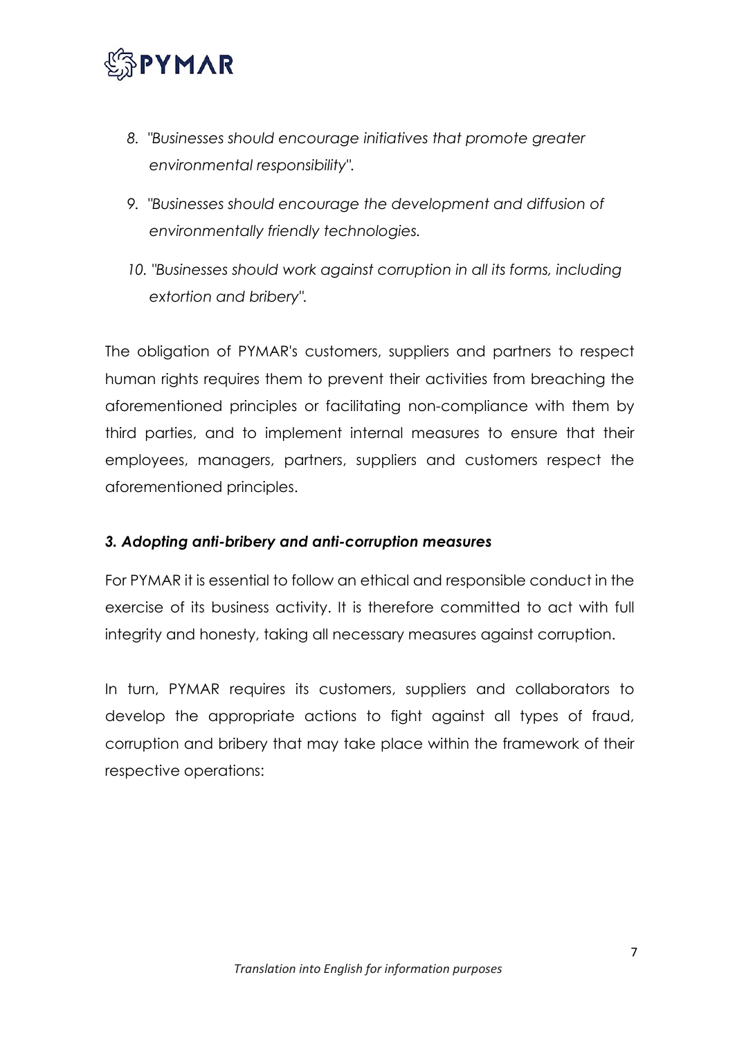8. *"Businesses should encourage initiatives that promote greater environmental responsibility".*
9. *"Businesses should encourage the development and diffusion of environmentally friendly technologies.*
10. *"Businesses should work against corruption in all its forms, including extortion and bribery".*

The obligation of PYMAR's customers, suppliers and partners to respect human rights requires them to prevent their activities from breaching the aforementioned principles or facilitating non-compliance with them by third parties, and to implement internal measures to ensure that their employees, managers, partners, suppliers and customers respect the aforementioned principles.

### *3. Adopting anti-bribery and anti-corruption measures*

For PYMAR it is essential to follow an ethical and responsible conduct in the exercise of its business activity. It is therefore committed to act with full integrity and honesty, taking all necessary measures against corruption.

In turn, PYMAR requires its customers, suppliers and collaborators to develop the appropriate actions to fight against all types of fraud, corruption and bribery that may take place within the framework of their respective operations: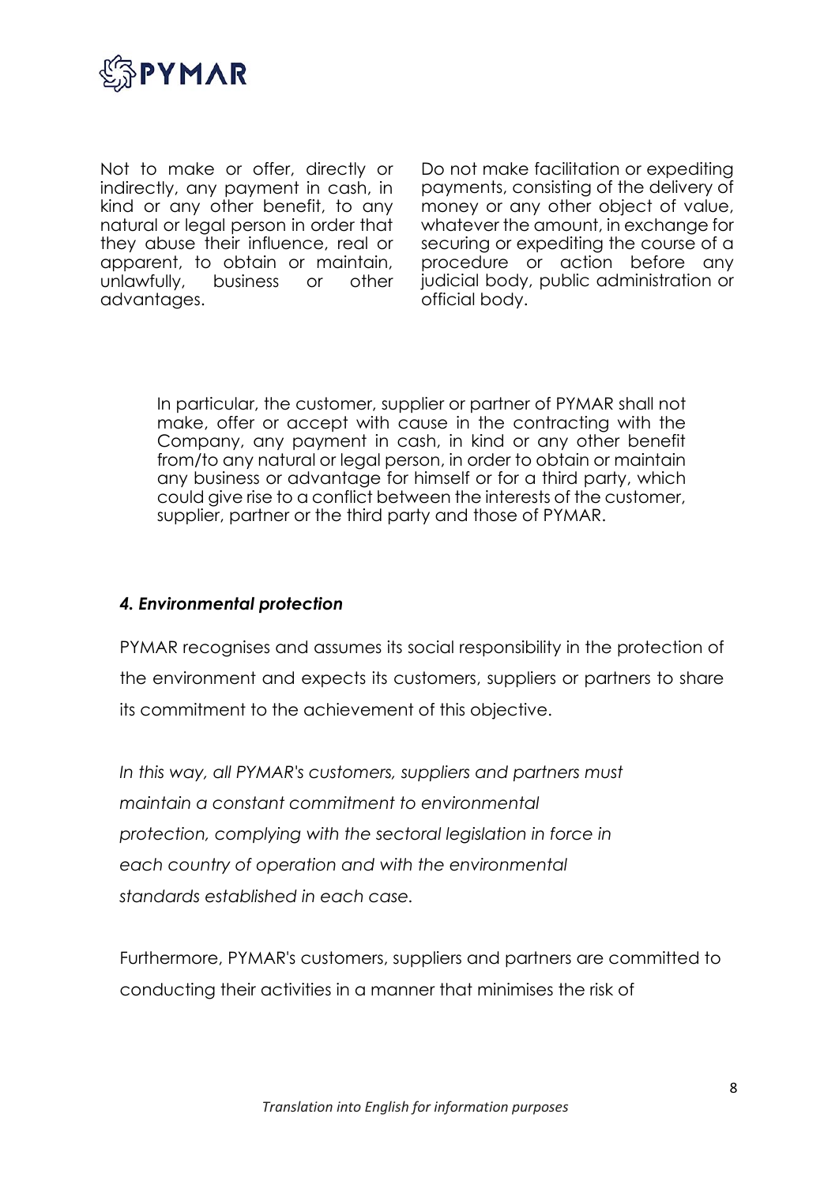Not to make or offer, directly or indirectly, any payment in cash, in kind or any other benefit, to any natural or legal person in order that they abuse their influence, real or apparent, to obtain or maintain, unlawfully, business or other advantages.

Do not make facilitation or expediting payments, consisting of the delivery of money or any other object of value, whatever the amount, in exchange for securing or expediting the course of a procedure or action before any judicial body, public administration or official body.

In particular, the customer, supplier or partner of PYMAR shall not make, offer or accept with cause in the contracting with the Company, any payment in cash, in kind or any other benefit from/to any natural or legal person, in order to obtain or maintain any business or advantage for himself or for a third party, which could give rise to a conflict between the interests of the customer, supplier, partner or the third party and those of PYMAR.

### *4. Environmental protection*

PYMAR recognises and assumes its social responsibility in the protection of the environment and expects its customers, suppliers or partners to share its commitment to the achievement of this objective.

*In this way, all PYMAR's customers, suppliers and partners must maintain a constant commitment to environmental protection, complying with the sectoral legislation in force in each country of operation and with the environmental standards established in each case.*

Furthermore, PYMAR's customers, suppliers and partners are committed to conducting their activities in a manner that minimises the risk of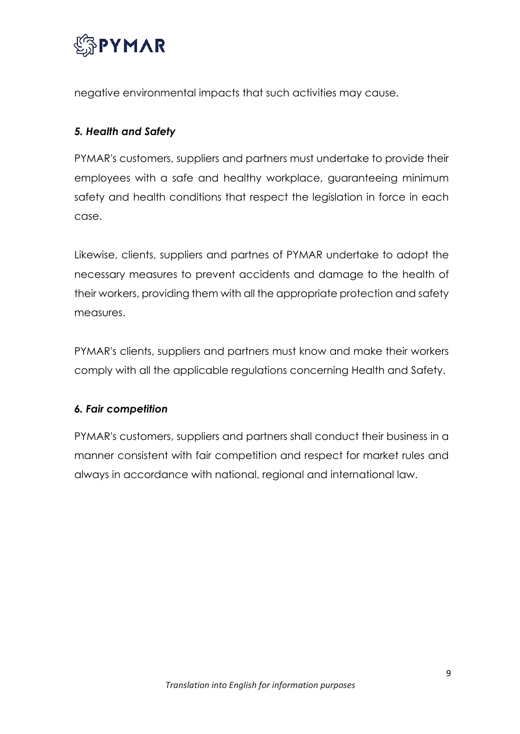negative environmental impacts that such activities may cause.

### *5. Health and Safety*

PYMAR's customers, suppliers and partners must undertake to provide their employees with a safe and healthy workplace, guaranteeing minimum safety and health conditions that respect the legislation in force in each case.

Likewise, clients, suppliers and partnes of PYMAR undertake to adopt the necessary measures to prevent accidents and damage to the health of their workers, providing them with all the appropriate protection and safety measures.

PYMAR's clients, suppliers and partners must know and make their workers comply with all the applicable regulations concerning Health and Safety.

### *6. Fair competition*

PYMAR's customers, suppliers and partners shall conduct their business in a manner consistent with fair competition and respect for market rules and always in accordance with national, regional and international law.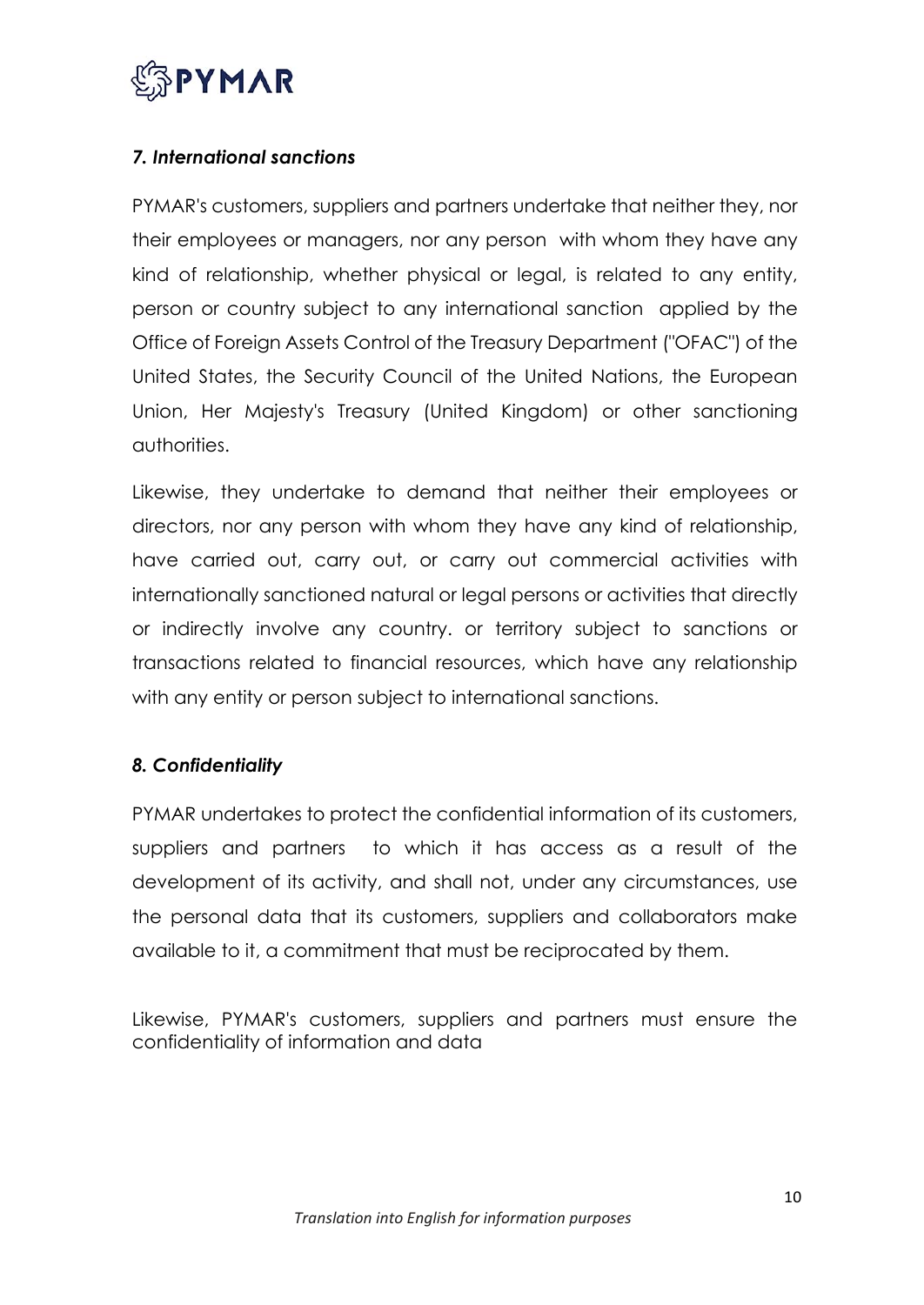### *7. International sanctions*

PYMAR's customers, suppliers and partners undertake that neither they, nor their employees or managers, nor any person with whom they have any kind of relationship, whether physical or legal, is related to any entity, person or country subject to any international sanction applied by the Office of Foreign Assets Control of the Treasury Department ("OFAC") of the United States, the Security Council of the United Nations, the European Union, Her Majesty's Treasury (United Kingdom) or other sanctioning authorities.

Likewise, they undertake to demand that neither their employees or directors, nor any person with whom they have any kind of relationship, have carried out, carry out, or carry out commercial activities with internationally sanctioned natural or legal persons or activities that directly or indirectly involve any country. or territory subject to sanctions or transactions related to financial resources, which have any relationship with any entity or person subject to international sanctions.

### *8. Confidentiality*

PYMAR undertakes to protect the confidential information of its customers, suppliers and partners to which it has access as a result of the development of its activity, and shall not, under any circumstances, use the personal data that its customers, suppliers and collaborators make available to it, a commitment that must be reciprocated by them.

Likewise, PYMAR's customers, suppliers and partners must ensure the confidentiality of information and data

*Translation into English for information purposes*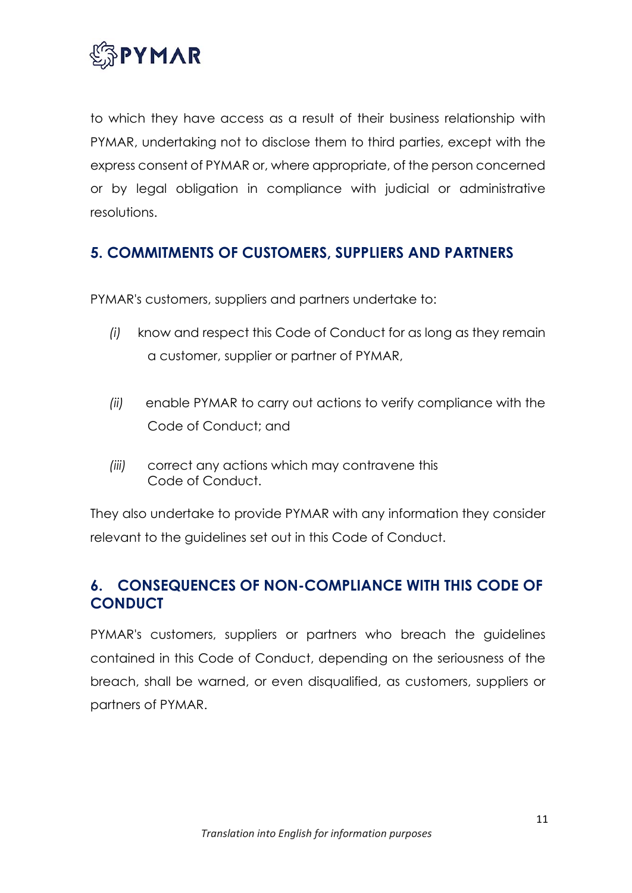to which they have access as a result of their business relationship with PYMAR, undertaking not to disclose them to third parties, except with the express consent of PYMAR or, where appropriate, of the person concerned or by legal obligation in compliance with judicial or administrative resolutions.

## 5. COMMITMENTS OF CUSTOMERS, SUPPLIERS AND PARTNERS

PYMAR's customers, suppliers and partners undertake to:

*(i)* know and respect this Code of Conduct for as long as they remain a customer, supplier or partner of PYMAR,

*(ii)* enable PYMAR to carry out actions to verify compliance with the Code of Conduct; and

*(iii)* correct any actions which may contravene this Code of Conduct.

They also undertake to provide PYMAR with any information they consider relevant to the guidelines set out in this Code of Conduct.

## 6. CONSEQUENCES OF NON-COMPLIANCE WITH THIS CODE OF CONDUCT

PYMAR's customers, suppliers or partners who breach the guidelines contained in this Code of Conduct, depending on the seriousness of the breach, shall be warned, or even disqualified, as customers, suppliers or partners of PYMAR.

*Translation into English for information purposes*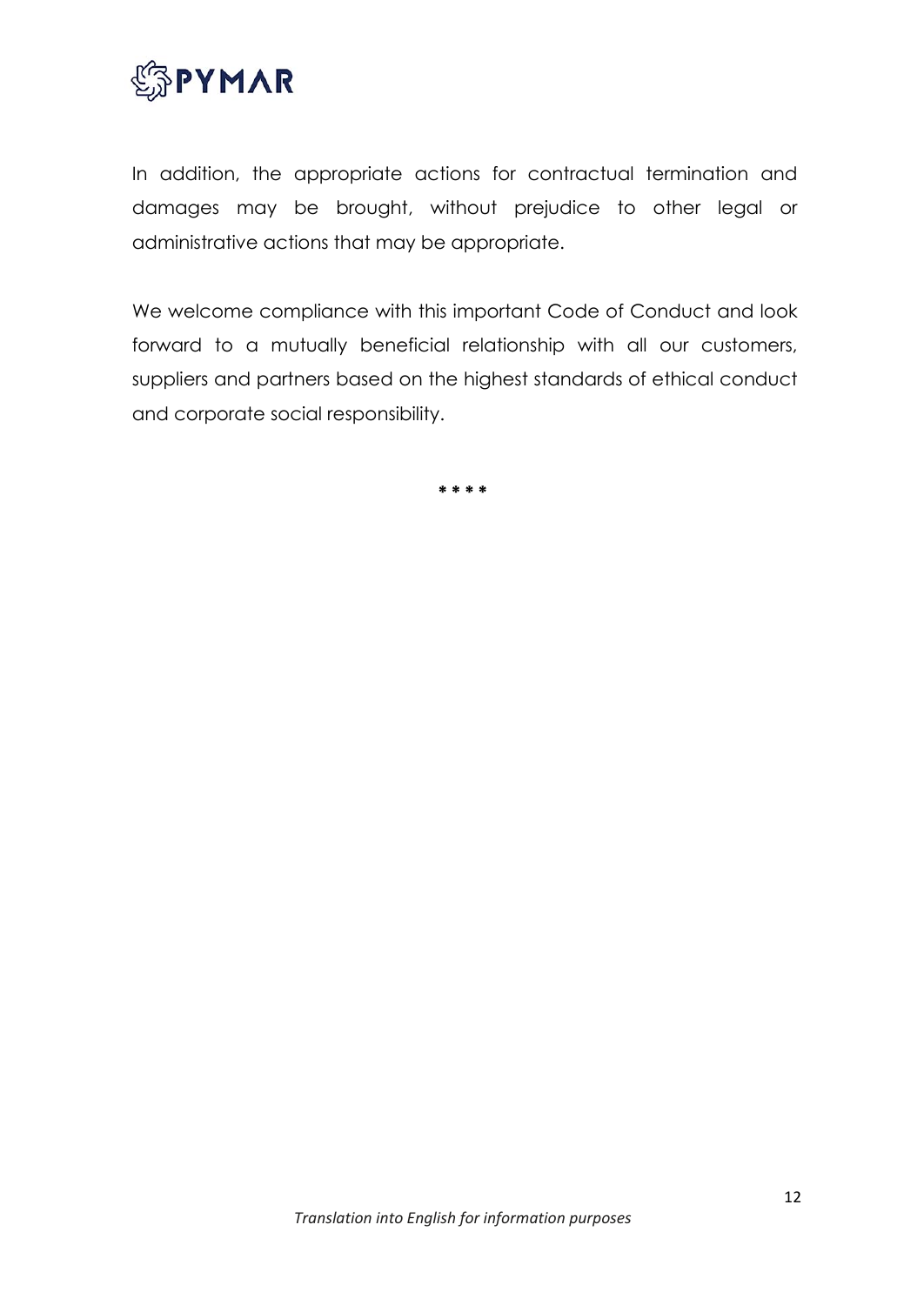In addition, the appropriate actions for contractual termination and damages may be brought, without prejudice to other legal or administrative actions that may be appropriate.

We welcome compliance with this important Code of Conduct and look forward to a mutually beneficial relationship with all our customers, suppliers and partners based on the highest standards of ethical conduct and corporate social responsibility.

* * * *